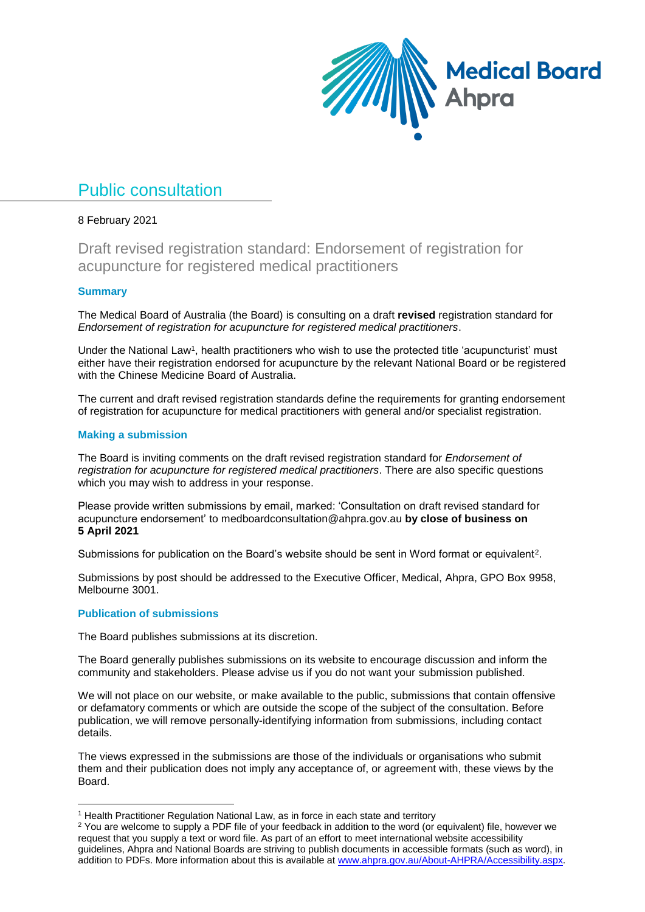Medical Board
Ahpra

# Public consultation

8 February 2021

## Draft revised registration standard: Endorsement of registration for acupuncture for registered medical practitioners

### Summary

The Medical Board of Australia (the Board) is consulting on a draft **revised** registration standard for *Endorsement of registration for acupuncture for registered medical practitioners*.

Under the National Law[1], health practitioners who wish to use the protected title 'acupuncturist' must either have their registration endorsed for acupuncture by the relevant National Board or be registered with the Chinese Medicine Board of Australia.

The current and draft revised registration standards define the requirements for granting endorsement of registration for acupuncture for medical practitioners with general and/or specialist registration.

### Making a submission

The Board is inviting comments on the draft revised registration standard for *Endorsement of registration for acupuncture for registered medical practitioners*. There are also specific questions which you may wish to address in your response.

Please provide written submissions by email, marked: 'Consultation on draft revised standard for acupuncture endorsement' to medboardconsultation@ahpra.gov.au **by close of business on 5 April 2021**

Submissions for publication on the Board's website should be sent in Word format or equivalent[2].

Submissions by post should be addressed to the Executive Officer, Medical, Ahpra, GPO Box 9958, Melbourne 3001.

### Publication of submissions

The Board publishes submissions at its discretion.

The Board generally publishes submissions on its website to encourage discussion and inform the community and stakeholders. Please advise us if you do not want your submission published.

We will not place on our website, or make available to the public, submissions that contain offensive or defamatory comments or which are outside the scope of the subject of the consultation. Before publication, we will remove personally-identifying information from submissions, including contact details.

The views expressed in the submissions are those of the individuals or organisations who submit them and their publication does not imply any acceptance of, or agreement with, these views by the Board.

---

[1] Health Practitioner Regulation National Law, as in force in each state and territory

[2] You are welcome to supply a PDF file of your feedback in addition to the word (or equivalent) file, however we request that you supply a text or word file. As part of an effort to meet international website accessibility guidelines, Ahpra and National Boards are striving to publish documents in accessible formats (such as word), in addition to PDFs. More information about this is available at [www.ahpra.gov.au/About-AHPRA/Accessibility.aspx](www.ahpra.gov.au/About-AHPRA/Accessibility.aspx).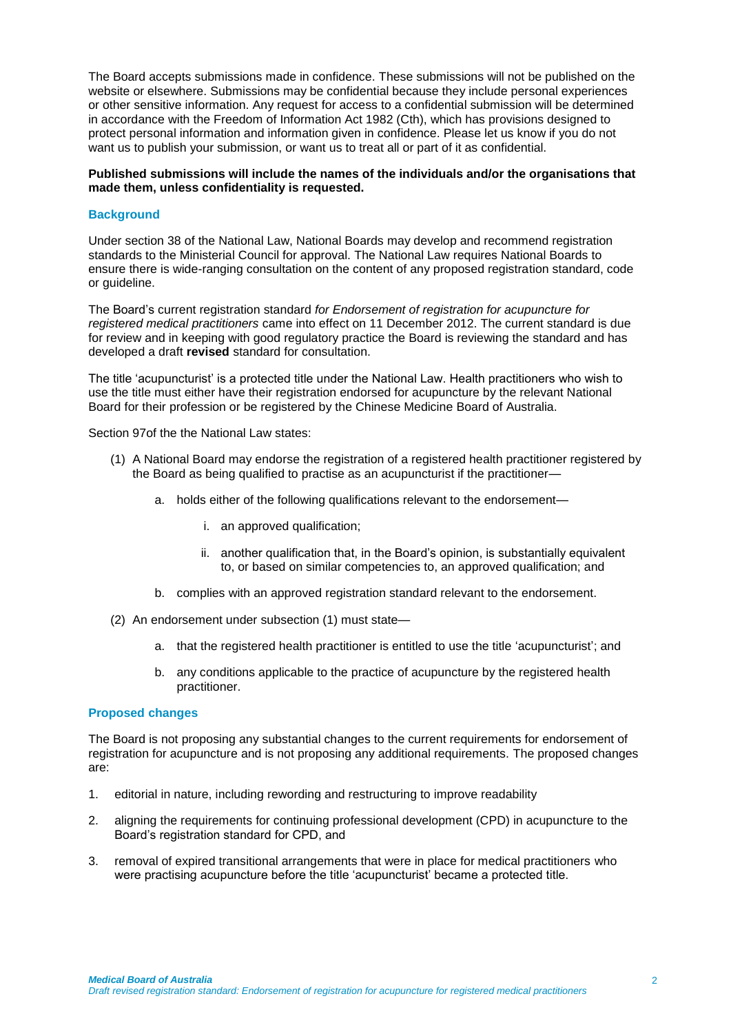The Board accepts submissions made in confidence. These submissions will not be published on the website or elsewhere. Submissions may be confidential because they include personal experiences or other sensitive information. Any request for access to a confidential submission will be determined in accordance with the Freedom of Information Act 1982 (Cth), which has provisions designed to protect personal information and information given in confidence. Please let us know if you do not want us to publish your submission, or want us to treat all or part of it as confidential.

**Published submissions will include the names of the individuals and/or the organisations that made them, unless confidentiality is requested.**

## Background

Under section 38 of the National Law, National Boards may develop and recommend registration standards to the Ministerial Council for approval. The National Law requires National Boards to ensure there is wide-ranging consultation on the content of any proposed registration standard, code or guideline.

The Board's current registration standard *for Endorsement of registration for acupuncture for registered medical practitioners* came into effect on 11 December 2012. The current standard is due for review and in keeping with good regulatory practice the Board is reviewing the standard and has developed a draft **revised** standard for consultation.

The title 'acupuncturist' is a protected title under the National Law. Health practitioners who wish to use the title must either have their registration endorsed for acupuncture by the relevant National Board for their profession or be registered by the Chinese Medicine Board of Australia.

Section 97of the the National Law states:

(1) A National Board may endorse the registration of a registered health practitioner registered by the Board as being qualified to practise as an acupuncturist if the practitioner—

   a. holds either of the following qualifications relevant to the endorsement—

      i. an approved qualification;

      ii. another qualification that, in the Board's opinion, is substantially equivalent to, or based on similar competencies to, an approved qualification; and

   b. complies with an approved registration standard relevant to the endorsement.

(2) An endorsement under subsection (1) must state—

   a. that the registered health practitioner is entitled to use the title 'acupuncturist'; and

   b. any conditions applicable to the practice of acupuncture by the registered health practitioner.

## Proposed changes

The Board is not proposing any substantial changes to the current requirements for endorsement of registration for acupuncture and is not proposing any additional requirements. The proposed changes are:

1. editorial in nature, including rewording and restructuring to improve readability
2. aligning the requirements for continuing professional development (CPD) in acupuncture to the Board's registration standard for CPD, and
3. removal of expired transitional arrangements that were in place for medical practitioners who were practising acupuncture before the title 'acupuncturist' became a protected title.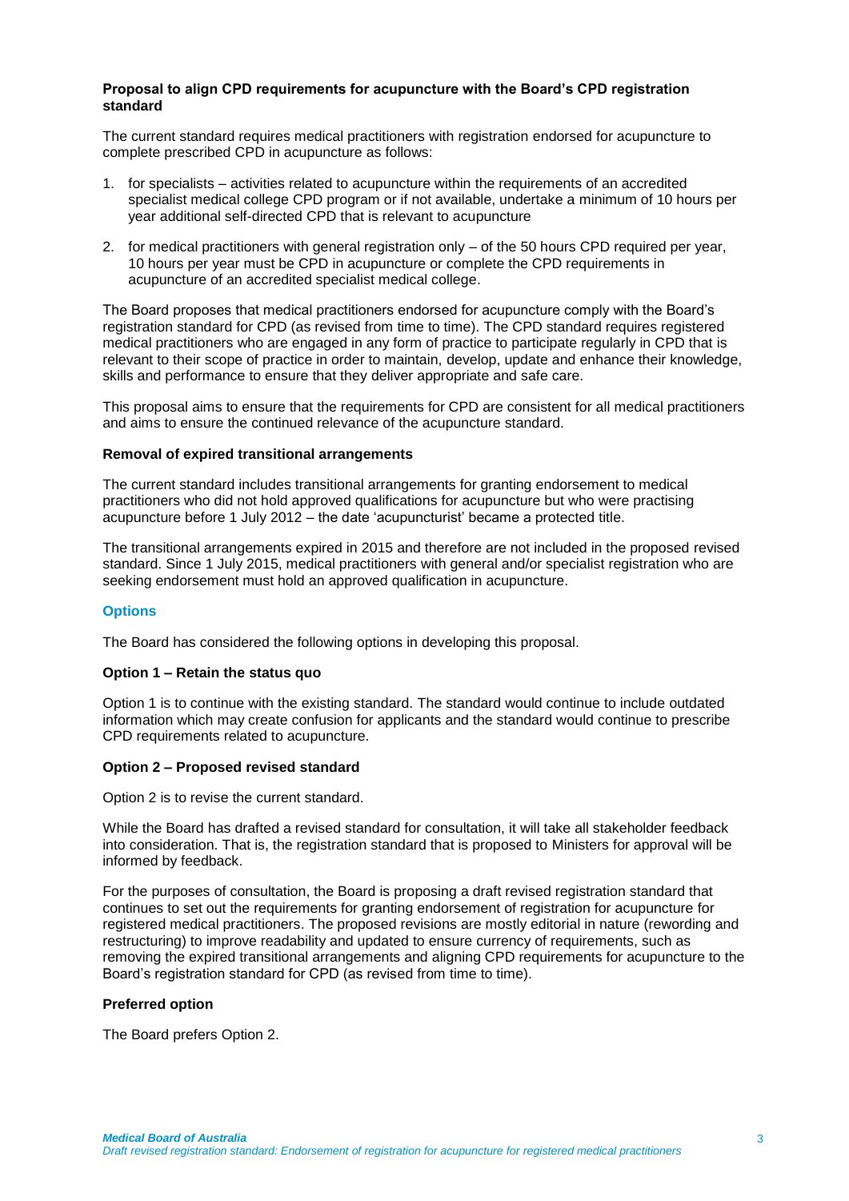**Proposal to align CPD requirements for acupuncture with the Board's CPD registration standard**

The current standard requires medical practitioners with registration endorsed for acupuncture to complete prescribed CPD in acupuncture as follows:

1. for specialists – activities related to acupuncture within the requirements of an accredited specialist medical college CPD program or if not available, undertake a minimum of 10 hours per year additional self-directed CPD that is relevant to acupuncture
2. for medical practitioners with general registration only – of the 50 hours CPD required per year, 10 hours per year must be CPD in acupuncture or complete the CPD requirements in acupuncture of an accredited specialist medical college.

The Board proposes that medical practitioners endorsed for acupuncture comply with the Board's registration standard for CPD (as revised from time to time). The CPD standard requires registered medical practitioners who are engaged in any form of practice to participate regularly in CPD that is relevant to their scope of practice in order to maintain, develop, update and enhance their knowledge, skills and performance to ensure that they deliver appropriate and safe care.

This proposal aims to ensure that the requirements for CPD are consistent for all medical practitioners and aims to ensure the continued relevance of the acupuncture standard.

**Removal of expired transitional arrangements**

The current standard includes transitional arrangements for granting endorsement to medical practitioners who did not hold approved qualifications for acupuncture but who were practising acupuncture before 1 July 2012 – the date 'acupuncturist' became a protected title.

The transitional arrangements expired in 2015 and therefore are not included in the proposed revised standard. Since 1 July 2015, medical practitioners with general and/or specialist registration who are seeking endorsement must hold an approved qualification in acupuncture.

## Options

The Board has considered the following options in developing this proposal.

**Option 1 – Retain the status quo**

Option 1 is to continue with the existing standard. The standard would continue to include outdated information which may create confusion for applicants and the standard would continue to prescribe CPD requirements related to acupuncture.

**Option 2 – Proposed revised standard**

Option 2 is to revise the current standard.

While the Board has drafted a revised standard for consultation, it will take all stakeholder feedback into consideration. That is, the registration standard that is proposed to Ministers for approval will be informed by feedback.

For the purposes of consultation, the Board is proposing a draft revised registration standard that continues to set out the requirements for granting endorsement of registration for acupuncture for registered medical practitioners. The proposed revisions are mostly editorial in nature (rewording and restructuring) to improve readability and updated to ensure currency of requirements, such as removing the expired transitional arrangements and aligning CPD requirements for acupuncture to the Board's registration standard for CPD (as revised from time to time).

**Preferred option**

The Board prefers Option 2.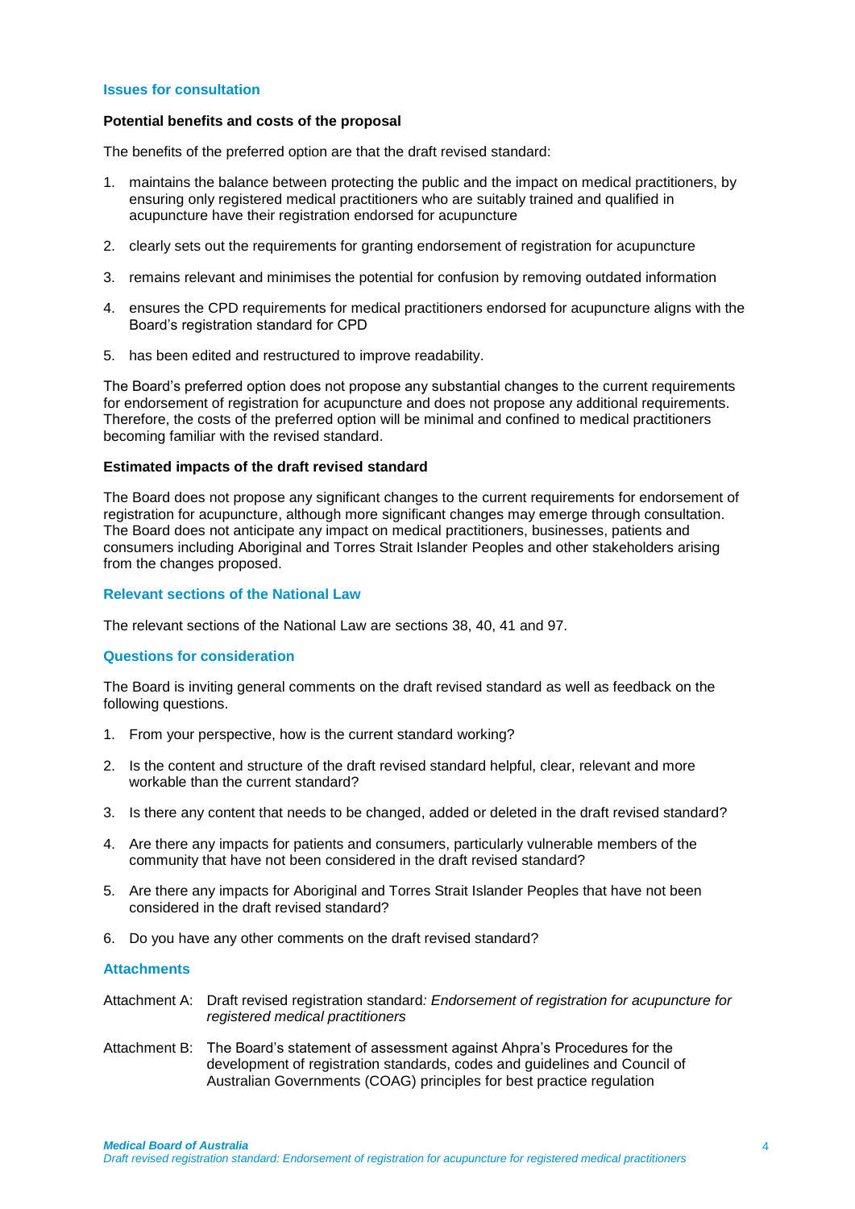## Issues for consultation

### Potential benefits and costs of the proposal

The benefits of the preferred option are that the draft revised standard:

1. maintains the balance between protecting the public and the impact on medical practitioners, by ensuring only registered medical practitioners who are suitably trained and qualified in acupuncture have their registration endorsed for acupuncture
2. clearly sets out the requirements for granting endorsement of registration for acupuncture
3. remains relevant and minimises the potential for confusion by removing outdated information
4. ensures the CPD requirements for medical practitioners endorsed for acupuncture aligns with the Board's registration standard for CPD
5. has been edited and restructured to improve readability.

The Board's preferred option does not propose any substantial changes to the current requirements for endorsement of registration for acupuncture and does not propose any additional requirements. Therefore, the costs of the preferred option will be minimal and confined to medical practitioners becoming familiar with the revised standard.

### Estimated impacts of the draft revised standard

The Board does not propose any significant changes to the current requirements for endorsement of registration for acupuncture, although more significant changes may emerge through consultation. The Board does not anticipate any impact on medical practitioners, businesses, patients and consumers including Aboriginal and Torres Strait Islander Peoples and other stakeholders arising from the changes proposed.

## Relevant sections of the National Law

The relevant sections of the National Law are sections 38, 40, 41 and 97.

## Questions for consideration

The Board is inviting general comments on the draft revised standard as well as feedback on the following questions.

1. From your perspective, how is the current standard working?
2. Is the content and structure of the draft revised standard helpful, clear, relevant and more workable than the current standard?
3. Is there any content that needs to be changed, added or deleted in the draft revised standard?
4. Are there any impacts for patients and consumers, particularly vulnerable members of the community that have not been considered in the draft revised standard?
5. Are there any impacts for Aboriginal and Torres Strait Islander Peoples that have not been considered in the draft revised standard?
6. Do you have any other comments on the draft revised standard?

## Attachments

Attachment A: Draft revised registration standard*: Endorsement of registration for acupuncture for registered medical practitioners*

Attachment B: The Board's statement of assessment against Ahpra's Procedures for the development of registration standards, codes and guidelines and Council of Australian Governments (COAG) principles for best practice regulation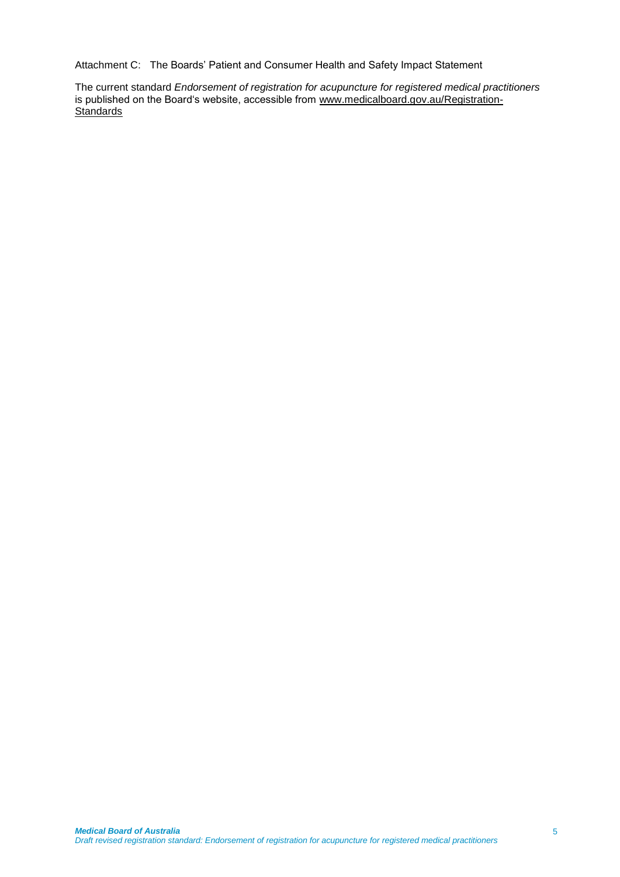Attachment C: The Boards' Patient and Consumer Health and Safety Impact Statement

The current standard *Endorsement of registration for acupuncture for registered medical practitioners* is published on the Board's website, accessible from www.medicalboard.gov.au/Registration-Standards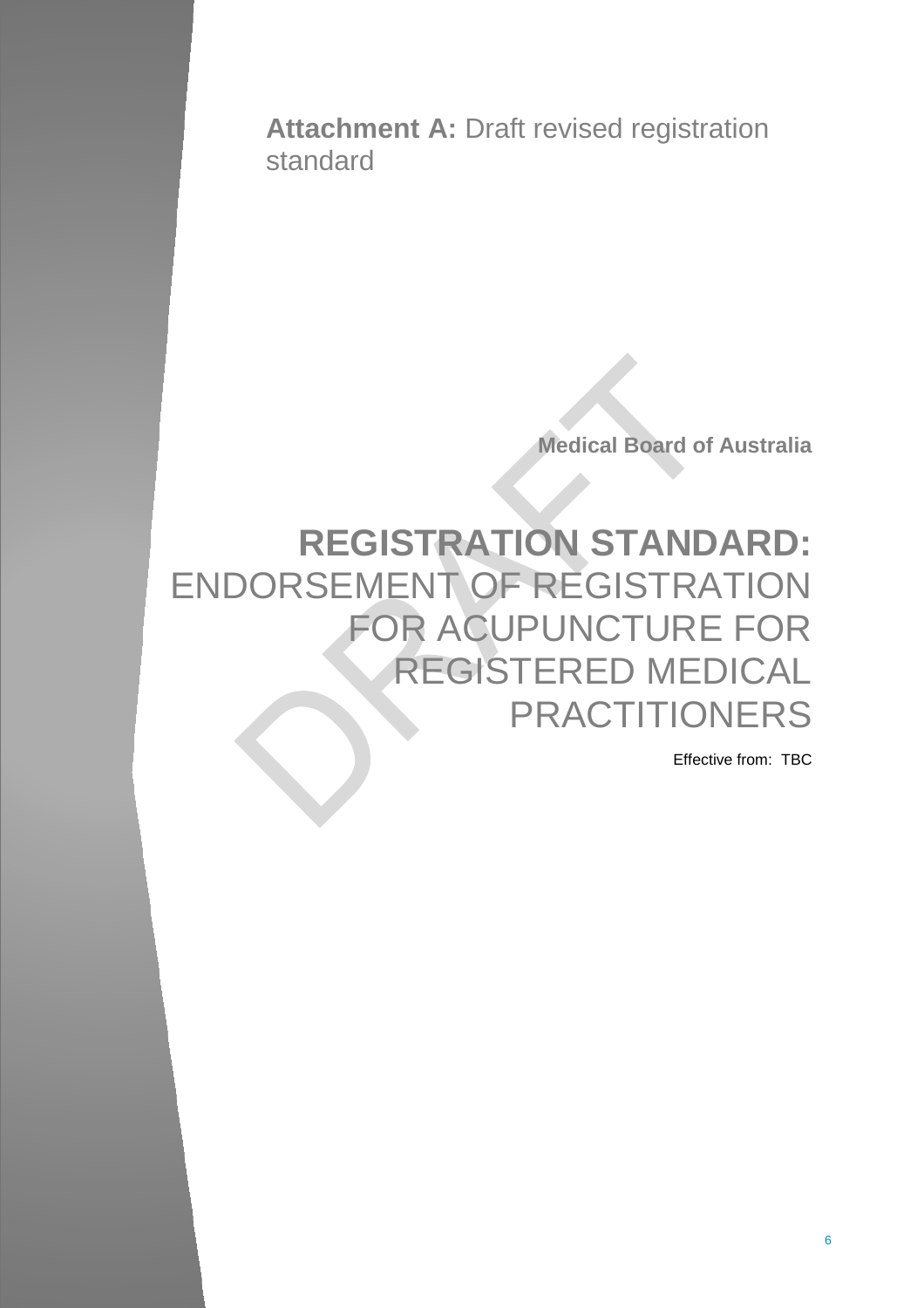**Attachment A:** Draft revised registration standard

**Medical Board of Australia**

# REGISTRATION STANDARD: ENDORSEMENT OF REGISTRATION FOR ACUPUNCTURE FOR REGISTERED MEDICAL PRACTITIONERS

Effective from: TBC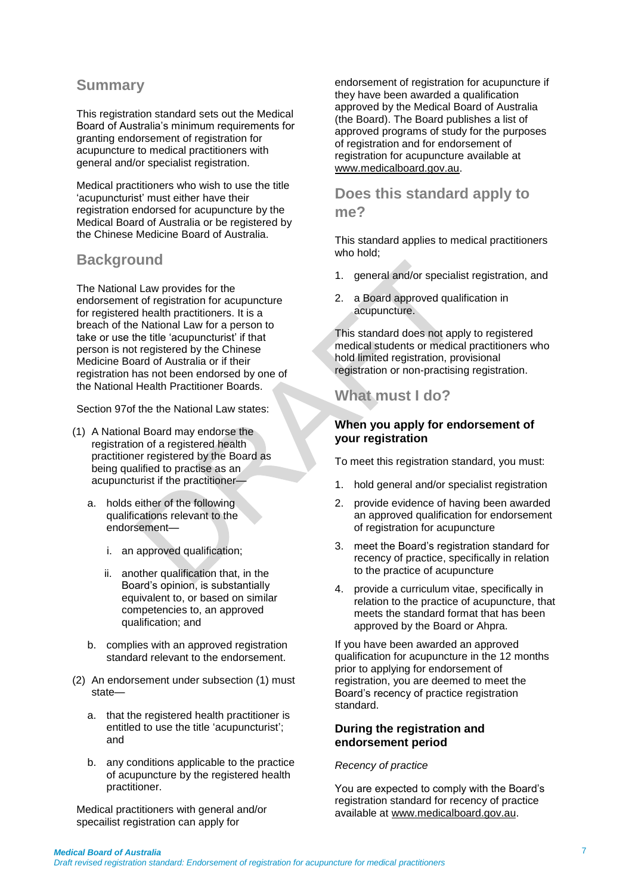## Summary

This registration standard sets out the Medical Board of Australia's minimum requirements for granting endorsement of registration for acupuncture to medical practitioners with general and/or specialist registration.

Medical practitioners who wish to use the title 'acupuncturist' must either have their registration endorsed for acupuncture by the Medical Board of Australia or be registered by the Chinese Medicine Board of Australia.

## Background

The National Law provides for the endorsement of registration for acupuncture for registered health practitioners. It is a breach of the National Law for a person to take or use the title 'acupuncturist' if that person is not registered by the Chinese Medicine Board of Australia or if their registration has not been endorsed by one of the National Health Practitioner Boards.

Section 97of the the National Law states:

(1) A National Board may endorse the registration of a registered health practitioner registered by the Board as being qualified to practise as an acupuncturist if the practitioner—

   a. holds either of the following qualifications relevant to the endorsement—

      i. an approved qualification;

      ii. another qualification that, in the Board's opinion, is substantially equivalent to, or based on similar competencies to, an approved qualification; and

   b. complies with an approved registration standard relevant to the endorsement.

(2) An endorsement under subsection (1) must state—

   a. that the registered health practitioner is entitled to use the title 'acupuncturist'; and

   b. any conditions applicable to the practice of acupuncture by the registered health practitioner.

Medical practitioners with general and/or specailist registration can apply for endorsement of registration for acupuncture if they have been awarded a qualification approved by the Medical Board of Australia (the Board). The Board publishes a list of approved programs of study for the purposes of registration and for endorsement of registration for acupuncture available at www.medicalboard.gov.au.

## Does this standard apply to me?

This standard applies to medical practitioners who hold;

1. general and/or specialist registration, and
2. a Board approved qualification in acupuncture.

This standard does not apply to registered medical students or medical practitioners who hold limited registration, provisional registration or non-practising registration.

## What must I do?

### When you apply for endorsement of your registration

To meet this registration standard, you must:

1. hold general and/or specialist registration
2. provide evidence of having been awarded an approved qualification for endorsement of registration for acupuncture
3. meet the Board's registration standard for recency of practice, specifically in relation to the practice of acupuncture
4. provide a curriculum vitae, specifically in relation to the practice of acupuncture, that meets the standard format that has been approved by the Board or Ahpra.

If you have been awarded an approved qualification for acupuncture in the 12 months prior to applying for endorsement of registration, you are deemed to meet the Board's recency of practice registration standard.

### During the registration and endorsement period

*Recency of practice*

You are expected to comply with the Board's registration standard for recency of practice available at www.medicalboard.gov.au.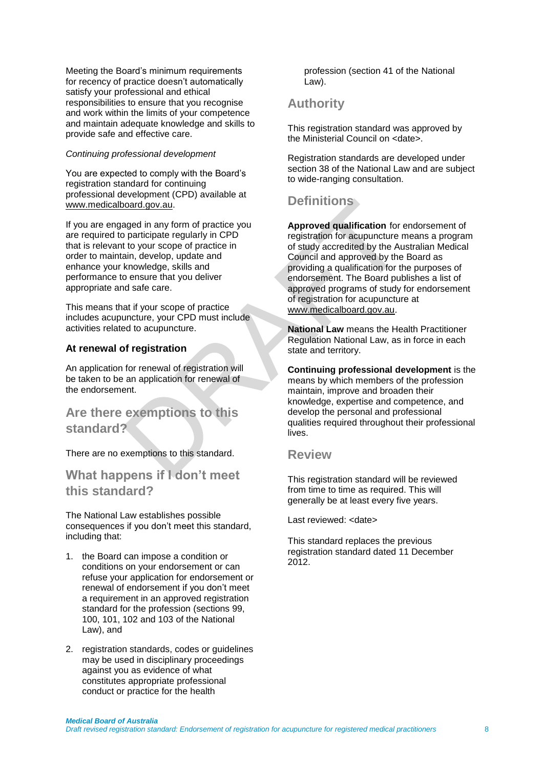Meeting the Board's minimum requirements for recency of practice doesn't automatically satisfy your professional and ethical responsibilities to ensure that you recognise and work within the limits of your competence and maintain adequate knowledge and skills to provide safe and effective care.

*Continuing professional development*

You are expected to comply with the Board's registration standard for continuing professional development (CPD) available at www.medicalboard.gov.au.

If you are engaged in any form of practice you are required to participate regularly in CPD that is relevant to your scope of practice in order to maintain, develop, update and enhance your knowledge, skills and performance to ensure that you deliver appropriate and safe care.

This means that if your scope of practice includes acupuncture, your CPD must include activities related to acupuncture.

### At renewal of registration

An application for renewal of registration will be taken to be an application for renewal of the endorsement.

## Are there exemptions to this standard?

There are no exemptions to this standard.

## What happens if I don't meet this standard?

The National Law establishes possible consequences if you don't meet this standard, including that:

1. the Board can impose a condition or conditions on your endorsement or can refuse your application for endorsement or renewal of endorsement if you don't meet a requirement in an approved registration standard for the profession (sections 99, 100, 101, 102 and 103 of the National Law), and
2. registration standards, codes or guidelines may be used in disciplinary proceedings against you as evidence of what constitutes appropriate professional conduct or practice for the health profession (section 41 of the National Law).

## Authority

This registration standard was approved by the Ministerial Council on <date>.

Registration standards are developed under section 38 of the National Law and are subject to wide-ranging consultation.

## Definitions

**Approved qualification** for endorsement of registration for acupuncture means a program of study accredited by the Australian Medical Council and approved by the Board as providing a qualification for the purposes of endorsement. The Board publishes a list of approved programs of study for endorsement of registration for acupuncture at www.medicalboard.gov.au.

**National Law** means the Health Practitioner Regulation National Law, as in force in each state and territory.

**Continuing professional development** is the means by which members of the profession maintain, improve and broaden their knowledge, expertise and competence, and develop the personal and professional qualities required throughout their professional lives.

## Review

This registration standard will be reviewed from time to time as required. This will generally be at least every five years.

Last reviewed: <date>

This standard replaces the previous registration standard dated 11 December 2012.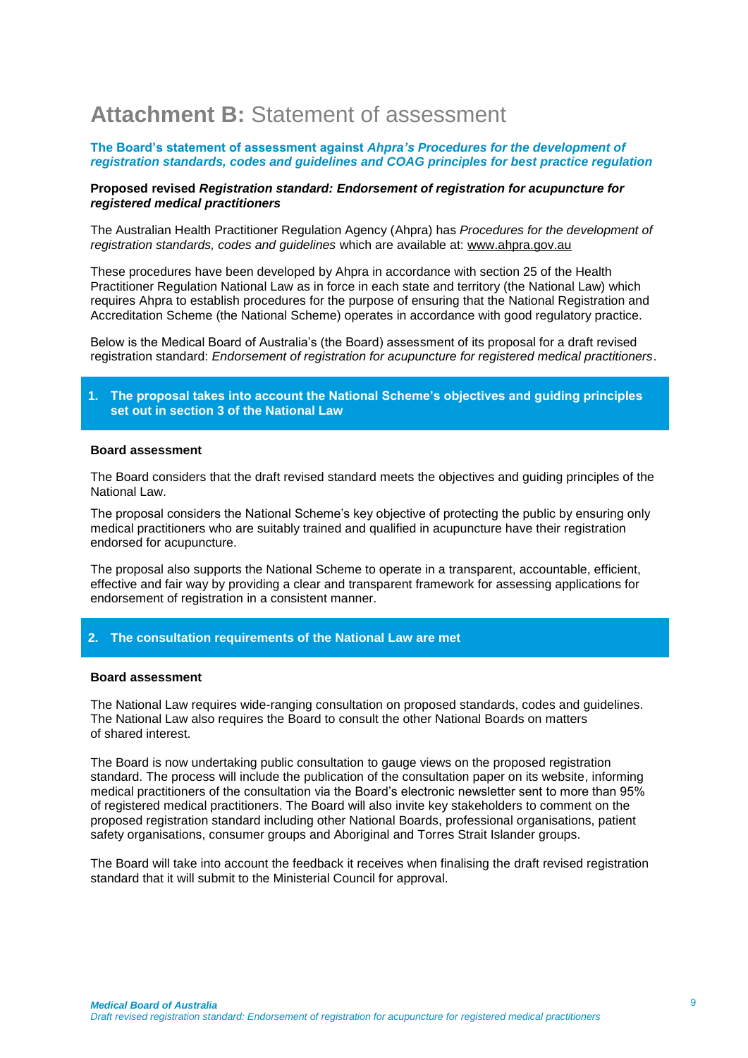# **Attachment B:** Statement of assessment

**The Board's statement of assessment against *Ahpra's Procedures for the development of registration standards, codes and guidelines and COAG principles for best practice regulation***

**Proposed revised *Registration standard: Endorsement of registration for acupuncture for registered medical practitioners***

The Australian Health Practitioner Regulation Agency (Ahpra) has *Procedures for the development of registration standards, codes and guidelines* which are available at: www.ahpra.gov.au

These procedures have been developed by Ahpra in accordance with section 25 of the Health Practitioner Regulation National Law as in force in each state and territory (the National Law) which requires Ahpra to establish procedures for the purpose of ensuring that the National Registration and Accreditation Scheme (the National Scheme) operates in accordance with good regulatory practice.

Below is the Medical Board of Australia's (the Board) assessment of its proposal for a draft revised registration standard: *Endorsement of registration for acupuncture for registered medical practitioners*.

## 1. The proposal takes into account the National Scheme's objectives and guiding principles set out in section 3 of the National Law

**Board assessment**

The Board considers that the draft revised standard meets the objectives and guiding principles of the National Law.

The proposal considers the National Scheme's key objective of protecting the public by ensuring only medical practitioners who are suitably trained and qualified in acupuncture have their registration endorsed for acupuncture.

The proposal also supports the National Scheme to operate in a transparent, accountable, efficient, effective and fair way by providing a clear and transparent framework for assessing applications for endorsement of registration in a consistent manner.

## 2. The consultation requirements of the National Law are met

**Board assessment**

The National Law requires wide-ranging consultation on proposed standards, codes and guidelines. The National Law also requires the Board to consult the other National Boards on matters of shared interest.

The Board is now undertaking public consultation to gauge views on the proposed registration standard. The process will include the publication of the consultation paper on its website, informing medical practitioners of the consultation via the Board's electronic newsletter sent to more than 95% of registered medical practitioners. The Board will also invite key stakeholders to comment on the proposed registration standard including other National Boards, professional organisations, patient safety organisations, consumer groups and Aboriginal and Torres Strait Islander groups.

The Board will take into account the feedback it receives when finalising the draft revised registration standard that it will submit to the Ministerial Council for approval.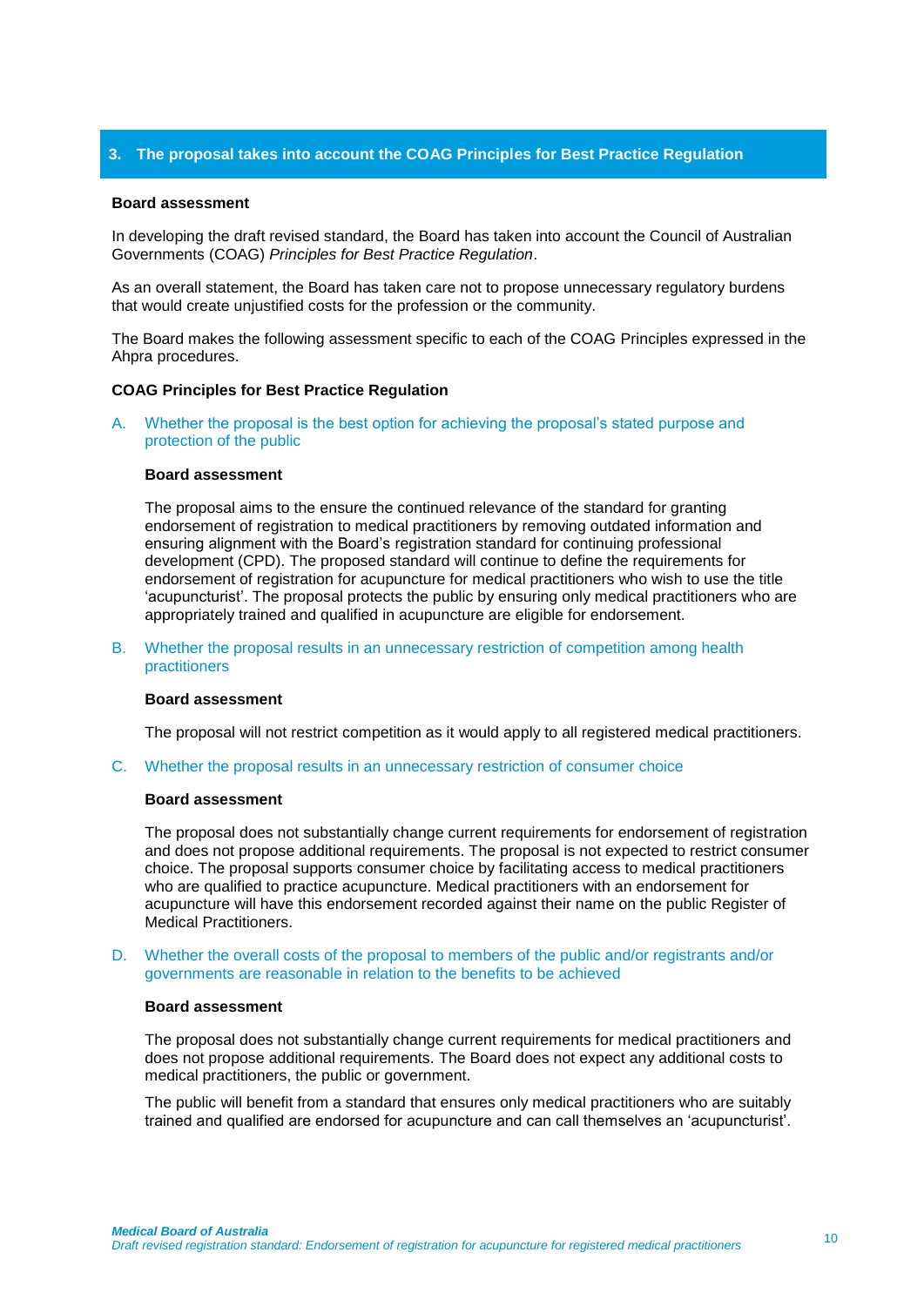## 3. The proposal takes into account the COAG Principles for Best Practice Regulation

**Board assessment**

In developing the draft revised standard, the Board has taken into account the Council of Australian Governments (COAG) *Principles for Best Practice Regulation*.

As an overall statement, the Board has taken care not to propose unnecessary regulatory burdens that would create unjustified costs for the profession or the community.

The Board makes the following assessment specific to each of the COAG Principles expressed in the Ahpra procedures.

**COAG Principles for Best Practice Regulation**

A. Whether the proposal is the best option for achieving the proposal's stated purpose and protection of the public

**Board assessment**

The proposal aims to the ensure the continued relevance of the standard for granting endorsement of registration to medical practitioners by removing outdated information and ensuring alignment with the Board's registration standard for continuing professional development (CPD). The proposed standard will continue to define the requirements for endorsement of registration for acupuncture for medical practitioners who wish to use the title 'acupuncturist'. The proposal protects the public by ensuring only medical practitioners who are appropriately trained and qualified in acupuncture are eligible for endorsement.

B. Whether the proposal results in an unnecessary restriction of competition among health practitioners

**Board assessment**

The proposal will not restrict competition as it would apply to all registered medical practitioners.

C. Whether the proposal results in an unnecessary restriction of consumer choice

**Board assessment**

The proposal does not substantially change current requirements for endorsement of registration and does not propose additional requirements. The proposal is not expected to restrict consumer choice. The proposal supports consumer choice by facilitating access to medical practitioners who are qualified to practice acupuncture. Medical practitioners with an endorsement for acupuncture will have this endorsement recorded against their name on the public Register of Medical Practitioners.

D. Whether the overall costs of the proposal to members of the public and/or registrants and/or governments are reasonable in relation to the benefits to be achieved

**Board assessment**

The proposal does not substantially change current requirements for medical practitioners and does not propose additional requirements. The Board does not expect any additional costs to medical practitioners, the public or government.

The public will benefit from a standard that ensures only medical practitioners who are suitably trained and qualified are endorsed for acupuncture and can call themselves an 'acupuncturist'.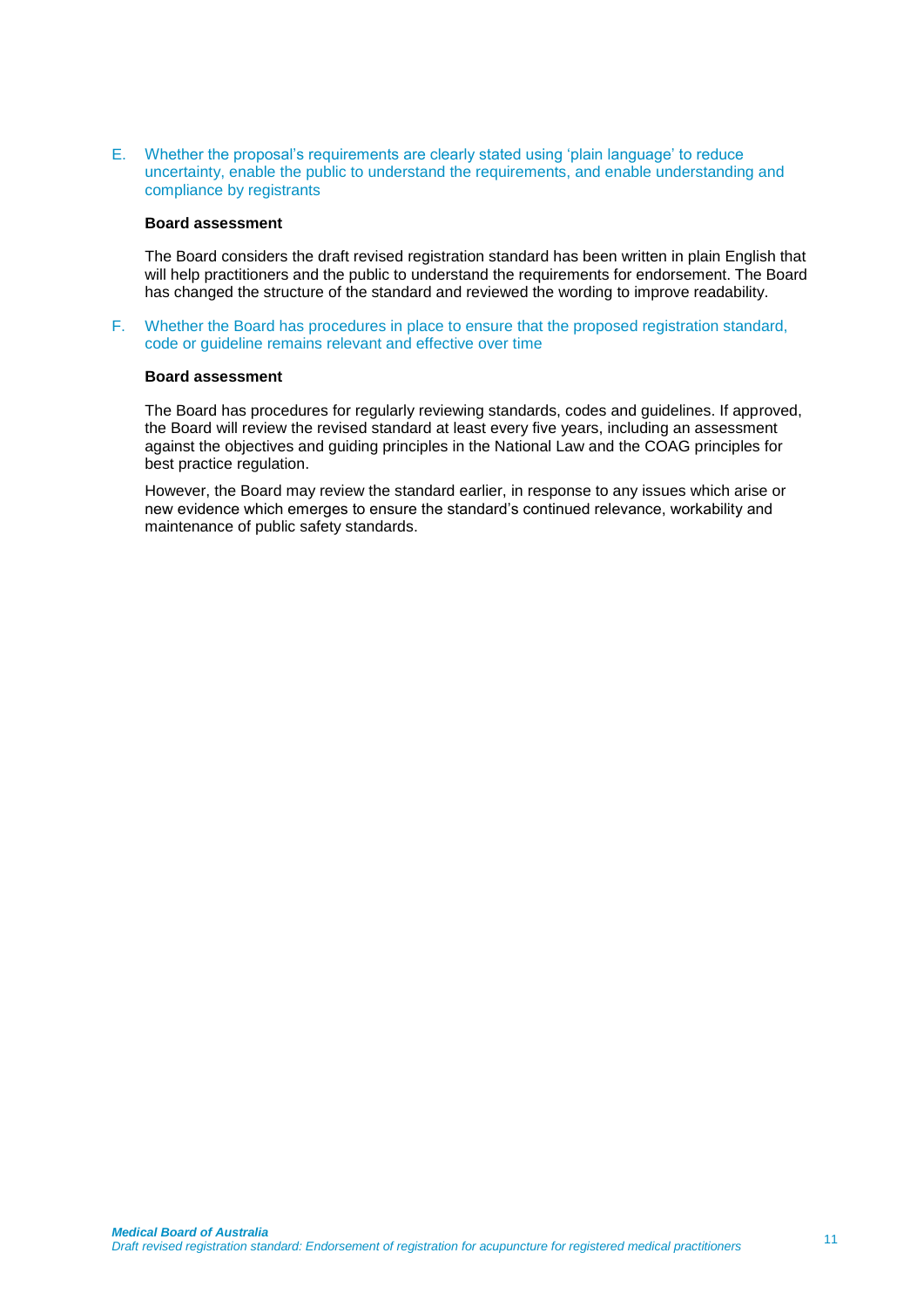E. Whether the proposal's requirements are clearly stated using 'plain language' to reduce uncertainty, enable the public to understand the requirements, and enable understanding and compliance by registrants

**Board assessment**

The Board considers the draft revised registration standard has been written in plain English that will help practitioners and the public to understand the requirements for endorsement. The Board has changed the structure of the standard and reviewed the wording to improve readability.

F. Whether the Board has procedures in place to ensure that the proposed registration standard, code or guideline remains relevant and effective over time

**Board assessment**

The Board has procedures for regularly reviewing standards, codes and guidelines. If approved, the Board will review the revised standard at least every five years, including an assessment against the objectives and guiding principles in the National Law and the COAG principles for best practice regulation.

However, the Board may review the standard earlier, in response to any issues which arise or new evidence which emerges to ensure the standard's continued relevance, workability and maintenance of public safety standards.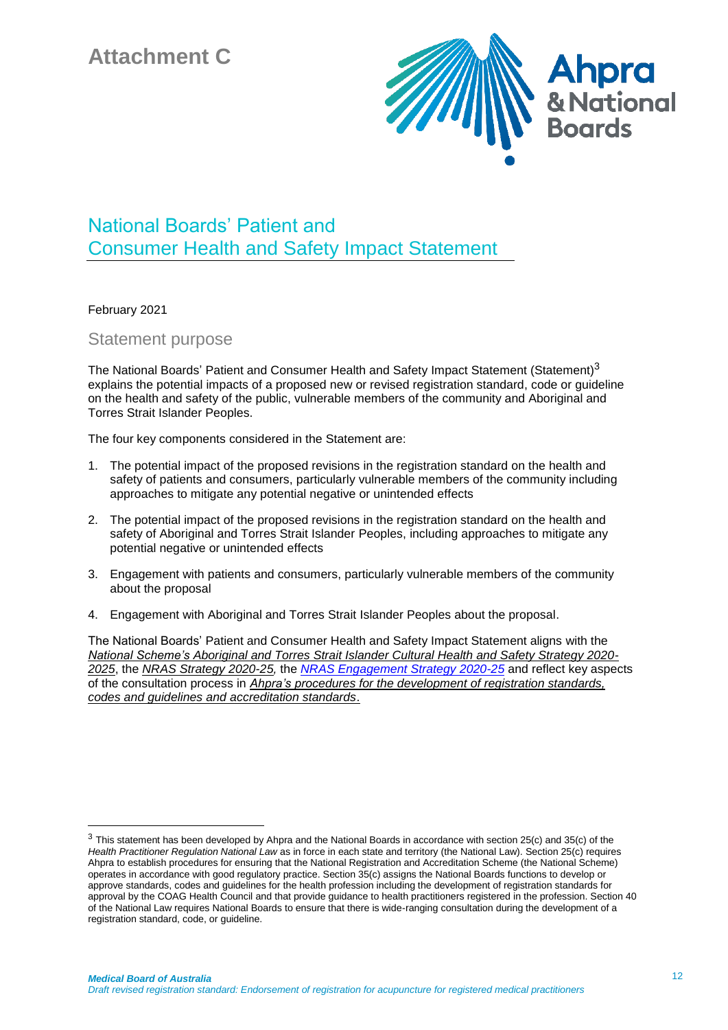# Attachment C

## National Boards' Patient and Consumer Health and Safety Impact Statement

February 2021

### Statement purpose

The National Boards' Patient and Consumer Health and Safety Impact Statement (Statement)[3] explains the potential impacts of a proposed new or revised registration standard, code or guideline on the health and safety of the public, vulnerable members of the community and Aboriginal and Torres Strait Islander Peoples.

The four key components considered in the Statement are:

1. The potential impact of the proposed revisions in the registration standard on the health and safety of patients and consumers, particularly vulnerable members of the community including approaches to mitigate any potential negative or unintended effects
2. The potential impact of the proposed revisions in the registration standard on the health and safety of Aboriginal and Torres Strait Islander Peoples, including approaches to mitigate any potential negative or unintended effects
3. Engagement with patients and consumers, particularly vulnerable members of the community about the proposal
4. Engagement with Aboriginal and Torres Strait Islander Peoples about the proposal.

The National Boards' Patient and Consumer Health and Safety Impact Statement aligns with the *National Scheme's Aboriginal and Torres Strait Islander Cultural Health and Safety Strategy 2020-2025*, the *NRAS Strategy 2020-25,* the *NRAS Engagement Strategy 2020-25* and reflect key aspects of the consultation process in *Ahpra's procedures for the development of registration standards, codes and guidelines and accreditation standards*.

[3] This statement has been developed by Ahpra and the National Boards in accordance with section 25(c) and 35(c) of the *Health Practitioner Regulation National Law* as in force in each state and territory (the National Law). Section 25(c) requires Ahpra to establish procedures for ensuring that the National Registration and Accreditation Scheme (the National Scheme) operates in accordance with good regulatory practice. Section 35(c) assigns the National Boards functions to develop or approve standards, codes and guidelines for the health profession including the development of registration standards for approval by the COAG Health Council and that provide guidance to health practitioners registered in the profession. Section 40 of the National Law requires National Boards to ensure that there is wide-ranging consultation during the development of a registration standard, code, or guideline.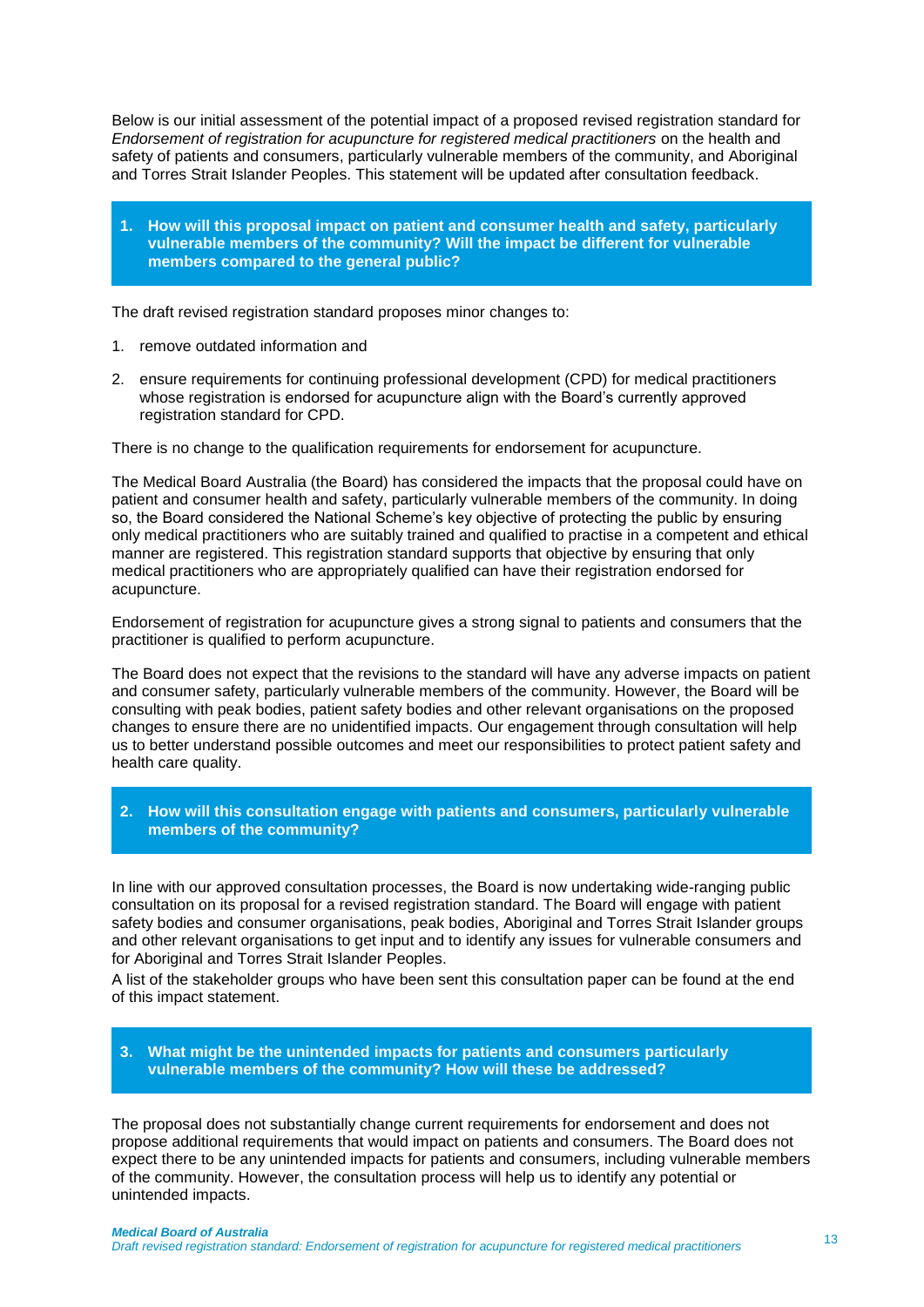Below is our initial assessment of the potential impact of a proposed revised registration standard for *Endorsement of registration for acupuncture for registered medical practitioners* on the health and safety of patients and consumers, particularly vulnerable members of the community, and Aboriginal and Torres Strait Islander Peoples. This statement will be updated after consultation feedback.

### 1. How will this proposal impact on patient and consumer health and safety, particularly vulnerable members of the community? Will the impact be different for vulnerable members compared to the general public?

The draft revised registration standard proposes minor changes to:

1. remove outdated information and
2. ensure requirements for continuing professional development (CPD) for medical practitioners whose registration is endorsed for acupuncture align with the Board's currently approved registration standard for CPD.

There is no change to the qualification requirements for endorsement for acupuncture.

The Medical Board Australia (the Board) has considered the impacts that the proposal could have on patient and consumer health and safety, particularly vulnerable members of the community. In doing so, the Board considered the National Scheme's key objective of protecting the public by ensuring only medical practitioners who are suitably trained and qualified to practise in a competent and ethical manner are registered. This registration standard supports that objective by ensuring that only medical practitioners who are appropriately qualified can have their registration endorsed for acupuncture.

Endorsement of registration for acupuncture gives a strong signal to patients and consumers that the practitioner is qualified to perform acupuncture.

The Board does not expect that the revisions to the standard will have any adverse impacts on patient and consumer safety, particularly vulnerable members of the community. However, the Board will be consulting with peak bodies, patient safety bodies and other relevant organisations on the proposed changes to ensure there are no unidentified impacts. Our engagement through consultation will help us to better understand possible outcomes and meet our responsibilities to protect patient safety and health care quality.

### 2. How will this consultation engage with patients and consumers, particularly vulnerable members of the community?

In line with our approved consultation processes, the Board is now undertaking wide-ranging public consultation on its proposal for a revised registration standard. The Board will engage with patient safety bodies and consumer organisations, peak bodies, Aboriginal and Torres Strait Islander groups and other relevant organisations to get input and to identify any issues for vulnerable consumers and for Aboriginal and Torres Strait Islander Peoples.

A list of the stakeholder groups who have been sent this consultation paper can be found at the end of this impact statement.

### 3. What might be the unintended impacts for patients and consumers particularly vulnerable members of the community? How will these be addressed?

The proposal does not substantially change current requirements for endorsement and does not propose additional requirements that would impact on patients and consumers. The Board does not expect there to be any unintended impacts for patients and consumers, including vulnerable members of the community. However, the consultation process will help us to identify any potential or unintended impacts.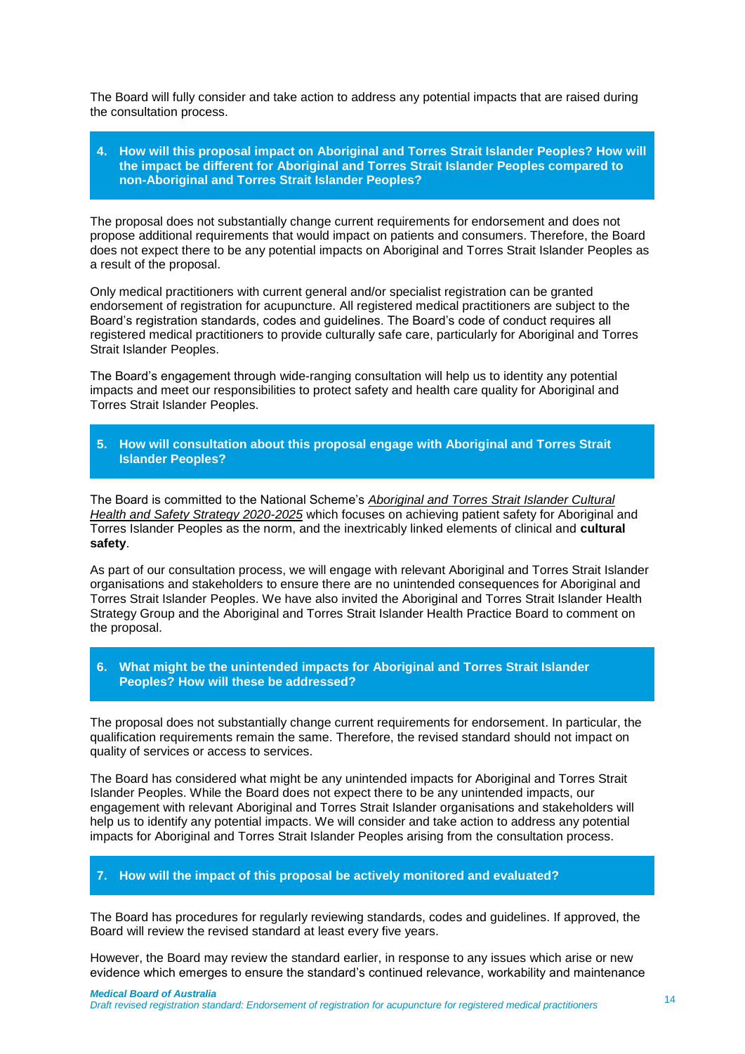The Board will fully consider and take action to address any potential impacts that are raised during the consultation process.

### 4. How will this proposal impact on Aboriginal and Torres Strait Islander Peoples? How will the impact be different for Aboriginal and Torres Strait Islander Peoples compared to non-Aboriginal and Torres Strait Islander Peoples?

The proposal does not substantially change current requirements for endorsement and does not propose additional requirements that would impact on patients and consumers. Therefore, the Board does not expect there to be any potential impacts on Aboriginal and Torres Strait Islander Peoples as a result of the proposal.

Only medical practitioners with current general and/or specialist registration can be granted endorsement of registration for acupuncture. All registered medical practitioners are subject to the Board's registration standards, codes and guidelines. The Board's code of conduct requires all registered medical practitioners to provide culturally safe care, particularly for Aboriginal and Torres Strait Islander Peoples.

The Board's engagement through wide-ranging consultation will help us to identity any potential impacts and meet our responsibilities to protect safety and health care quality for Aboriginal and Torres Strait Islander Peoples.

### 5. How will consultation about this proposal engage with Aboriginal and Torres Strait Islander Peoples?

The Board is committed to the National Scheme's *Aboriginal and Torres Strait Islander Cultural Health and Safety Strategy 2020-2025* which focuses on achieving patient safety for Aboriginal and Torres Islander Peoples as the norm, and the inextricably linked elements of clinical and **cultural safety**.

As part of our consultation process, we will engage with relevant Aboriginal and Torres Strait Islander organisations and stakeholders to ensure there are no unintended consequences for Aboriginal and Torres Strait Islander Peoples. We have also invited the Aboriginal and Torres Strait Islander Health Strategy Group and the Aboriginal and Torres Strait Islander Health Practice Board to comment on the proposal.

### 6. What might be the unintended impacts for Aboriginal and Torres Strait Islander Peoples? How will these be addressed?

The proposal does not substantially change current requirements for endorsement. In particular, the qualification requirements remain the same. Therefore, the revised standard should not impact on quality of services or access to services.

The Board has considered what might be any unintended impacts for Aboriginal and Torres Strait Islander Peoples. While the Board does not expect there to be any unintended impacts, our engagement with relevant Aboriginal and Torres Strait Islander organisations and stakeholders will help us to identify any potential impacts. We will consider and take action to address any potential impacts for Aboriginal and Torres Strait Islander Peoples arising from the consultation process.

### 7. How will the impact of this proposal be actively monitored and evaluated?

The Board has procedures for regularly reviewing standards, codes and guidelines. If approved, the Board will review the revised standard at least every five years.

However, the Board may review the standard earlier, in response to any issues which arise or new evidence which emerges to ensure the standard's continued relevance, workability and maintenance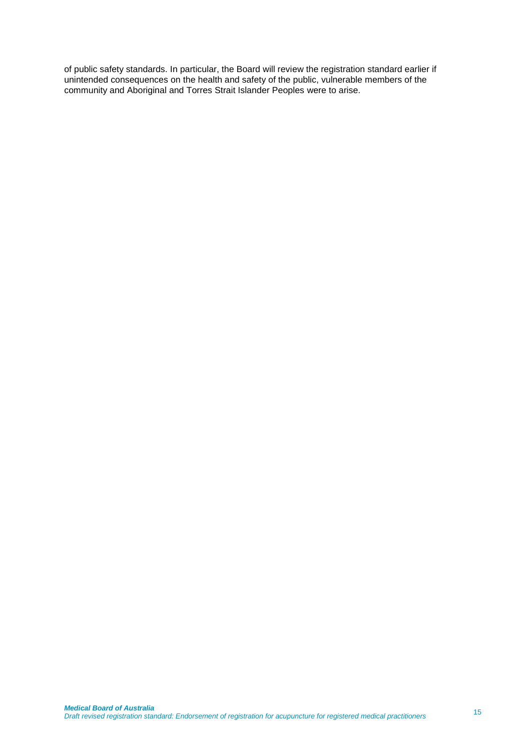of public safety standards. In particular, the Board will review the registration standard earlier if unintended consequences on the health and safety of the public, vulnerable members of the community and Aboriginal and Torres Strait Islander Peoples were to arise.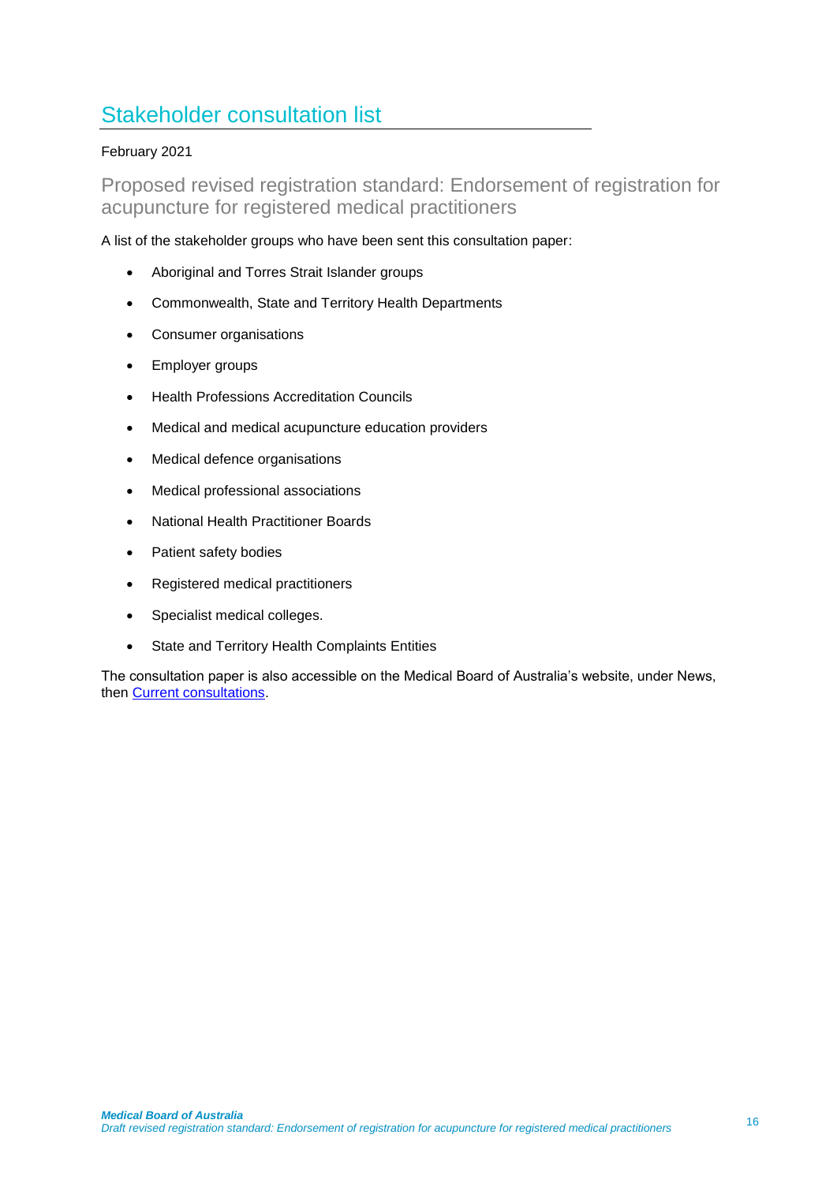## Stakeholder consultation list

February 2021

### Proposed revised registration standard: Endorsement of registration for acupuncture for registered medical practitioners

A list of the stakeholder groups who have been sent this consultation paper:

- Aboriginal and Torres Strait Islander groups
- Commonwealth, State and Territory Health Departments
- Consumer organisations
- Employer groups
- Health Professions Accreditation Councils
- Medical and medical acupuncture education providers
- Medical defence organisations
- Medical professional associations
- National Health Practitioner Boards
- Patient safety bodies
- Registered medical practitioners
- Specialist medical colleges.
- State and Territory Health Complaints Entities

The consultation paper is also accessible on the Medical Board of Australia's website, under News, then Current consultations.